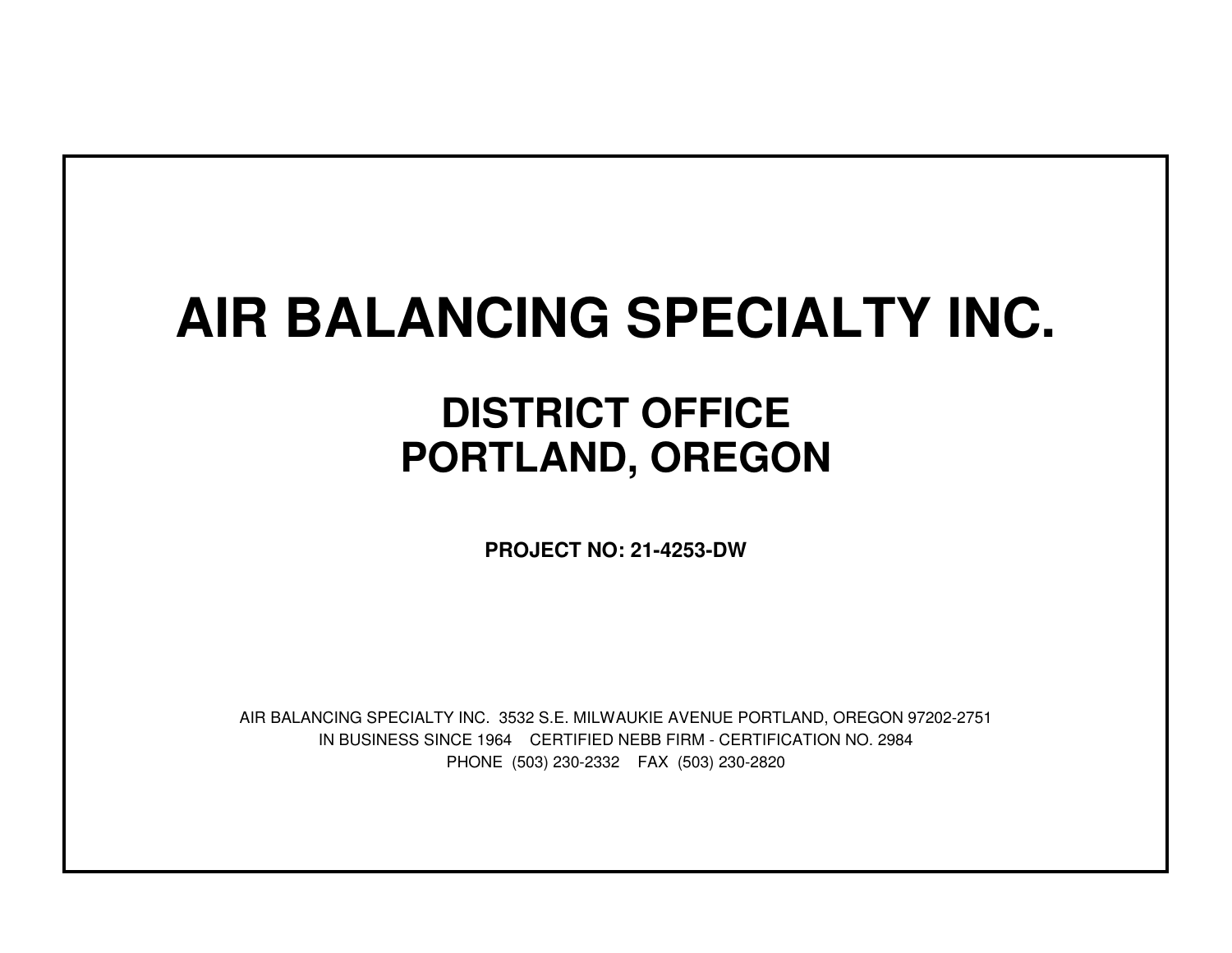# AIR BALANCING SPECIALTY INC.

## DISTRICT OFFICE
## PORTLAND, OREGON

**PROJECT NO: 21-4253-DW**

AIR BALANCING SPECIALTY INC. 3532 S.E. MILWAUKIE AVENUE PORTLAND, OREGON 97202-2751

IN BUSINESS SINCE 1964 CERTIFIED NEBB FIRM - CERTIFICATION NO. 2984

PHONE (503) 230-2332 FAX (503) 230-2820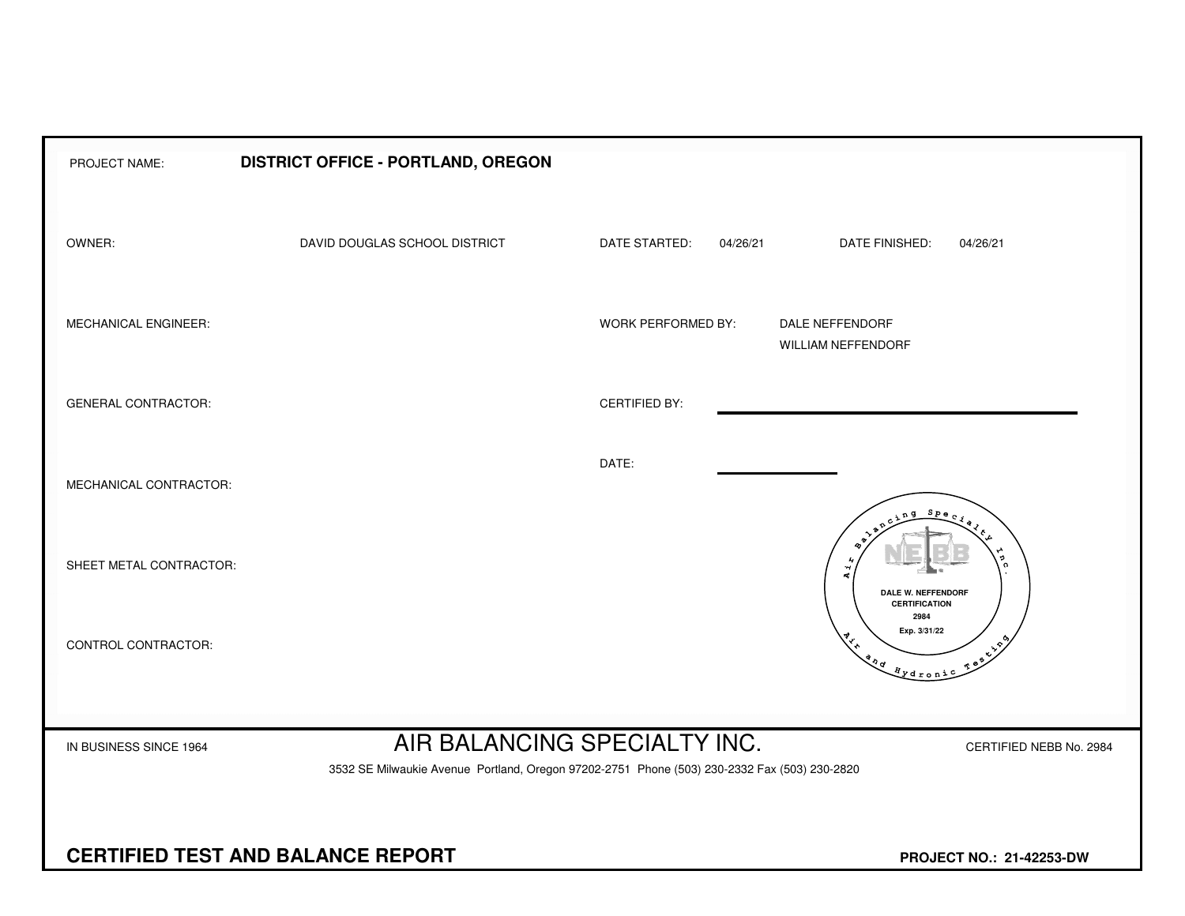PROJECT NAME: **DISTRICT OFFICE - PORTLAND, OREGON**

| | | | | | |
|---|---|---|---|---|---|
| OWNER: | DAVID DOUGLAS SCHOOL DISTRICT | DATE STARTED: | 04/26/21 | DATE FINISHED: | 04/26/21 |
| MECHANICAL ENGINEER: | | WORK PERFORMED BY: | DALE NEFFENDORF<br>WILLIAM NEFFENDORF | | |
| GENERAL CONTRACTOR: | | CERTIFIED BY: | | | |
| MECHANICAL CONTRACTOR: | | DATE: | | | |
| SHEET METAL CONTRACTOR: | | | | | |
| CONTROL CONTRACTOR: | | | | | |

Air Balancing Specialty Inc.
NEBB
DALE W. NEFFENDORF
CERTIFICATION
2984
Exp. 3/31/22
Air and Hydronic Testing

IN BUSINESS SINCE 1964

# AIR BALANCING SPECIALTY INC.

CERTIFIED NEBB No. 2984

3532 SE Milwaukie Avenue Portland, Oregon 97202-2751 Phone (503) 230-2332 Fax (503) 230-2820

## CERTIFIED TEST AND BALANCE REPORT

**PROJECT NO.: 21-42253-DW**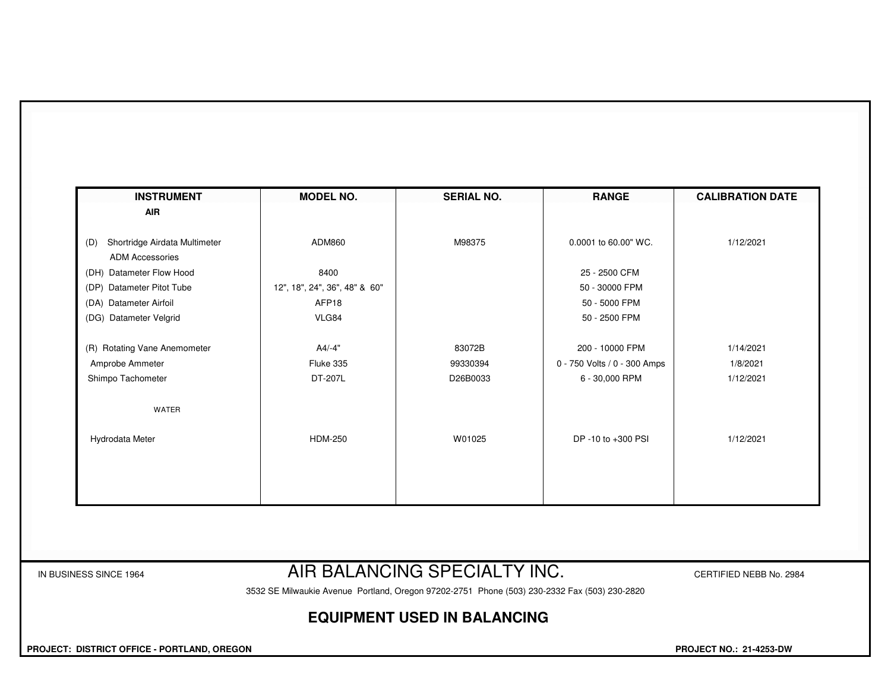| INSTRUMENT | MODEL NO. | SERIAL NO. | RANGE | CALIBRATION DATE |
|---|---|---|---|---|
| **AIR** | | | | |
| (D) Shortridge Airdata Multimeter | ADM860 | M98375 | 0.0001 to 60.00" WC. | 1/12/2021 |
| ADM Accessories | | | | |
| (DH) Datameter Flow Hood | 8400 | | 25 - 2500 CFM | |
| (DP) Datameter Pitot Tube | 12", 18", 24", 36", 48" & 60" | | 50 - 30000 FPM | |
| (DA) Datameter Airfoil | AFP18 | | 50 - 5000 FPM | |
| (DG) Datameter Velgrid | VLG84 | | 50 - 2500 FPM | |
| (R) Rotating Vane Anemometer | A4/-4" | 83072B | 200 - 10000 FPM | 1/14/2021 |
| Amprobe Ammeter | Fluke 335 | 99330394 | 0 - 750 Volts / 0 - 300 Amps | 1/8/2021 |
| Shimpo Tachometer | DT-207L | D26B0033 | 6 - 30,000 RPM | 1/12/2021 |
| WATER | | | | |
| Hydrodata Meter | HDM-250 | W01025 | DP -10 to +300 PSI | 1/12/2021 |

IN BUSINESS SINCE 1964

# AIR BALANCING SPECIALTY INC.

CERTIFIED NEBB No. 2984

3532 SE Milwaukie Avenue Portland, Oregon 97202-2751 Phone (503) 230-2332 Fax (503) 230-2820

## EQUIPMENT USED IN BALANCING

**PROJECT: DISTRICT OFFICE - PORTLAND, OREGON**

**PROJECT NO.: 21-4253-DW**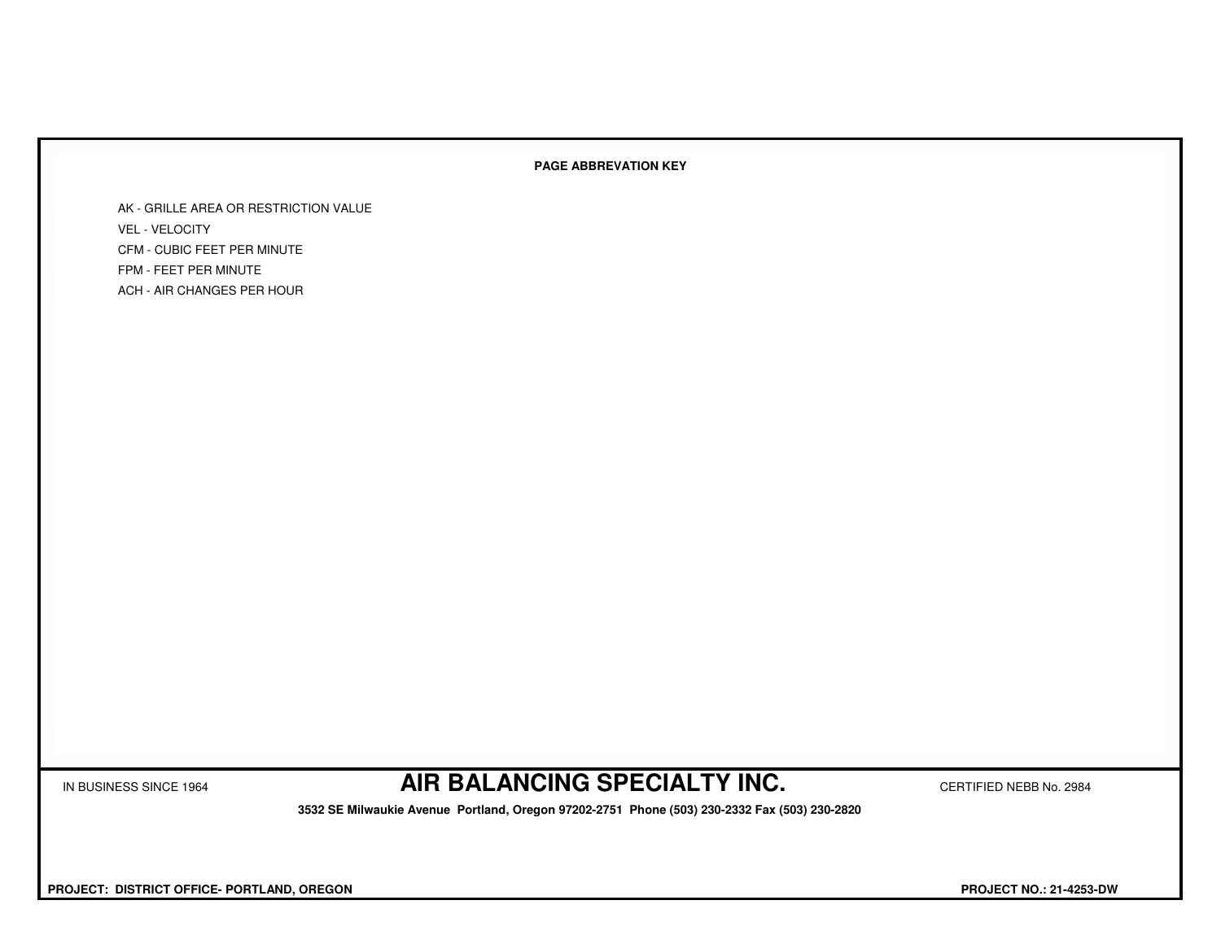**PAGE ABBREVATION KEY**

AK - GRILLE AREA OR RESTRICTION VALUE
VEL - VELOCITY
CFM - CUBIC FEET PER MINUTE
FPM - FEET PER MINUTE
ACH - AIR CHANGES PER HOUR

IN BUSINESS SINCE 1964 **AIR BALANCING SPECIALTY INC.** CERTIFIED NEBB No. 2984

**3532 SE Milwaukie Avenue Portland, Oregon 97202-2751 Phone (503) 230-2332 Fax (503) 230-2820**

**PROJECT: DISTRICT OFFICE- PORTLAND, OREGON** **PROJECT NO.: 21-4253-DW**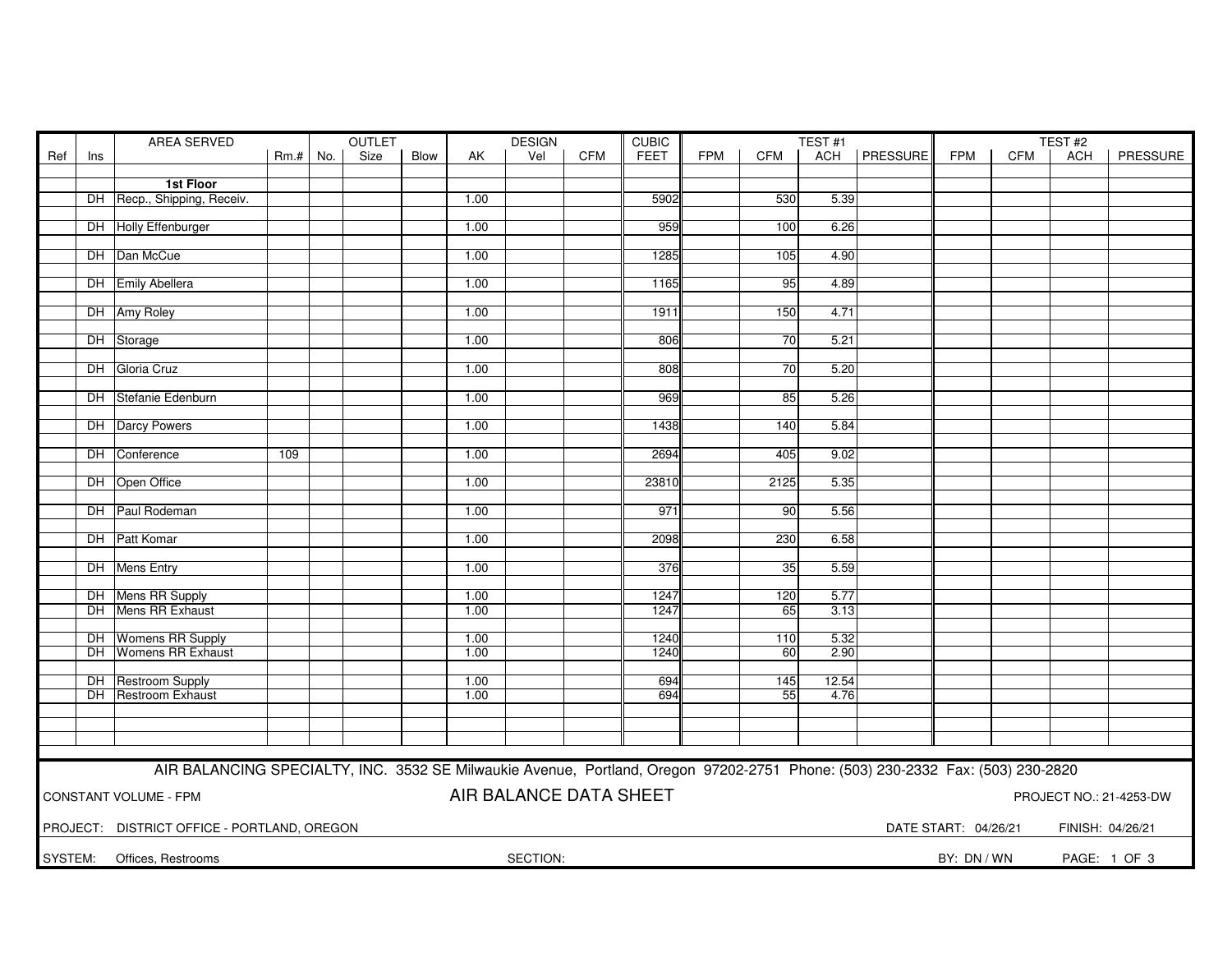| Ref | Ins | AREA SERVED | Rm.# | OUTLET No. | OUTLET Size | OUTLET Blow | DESIGN AK | DESIGN Vel | DESIGN CFM | CUBIC FEET | TEST #1 FPM | TEST #1 CFM | TEST #1 ACH | TEST #1 PRESSURE | TEST #2 FPM | TEST #2 CFM | TEST #2 ACH | TEST #2 PRESSURE |
|---|---|---|---|---|---|---|---|---|---|---|---|---|---|---|---|---|---|---|
| | | **1st Floor** | | | | | | | | | | | | | | | | |
| | DH | Recp., Shipping, Receiv. | | | | | 1.00 | | | 5902 | | 530 | 5.39 | | | | | |
| | DH | Holly Effenburger | | | | | 1.00 | | | 959 | | 100 | 6.26 | | | | | |
| | DH | Dan McCue | | | | | 1.00 | | | 1285 | | 105 | 4.90 | | | | | |
| | DH | Emily Abellera | | | | | 1.00 | | | 1165 | | 95 | 4.89 | | | | | |
| | DH | Amy Roley | | | | | 1.00 | | | 1911 | | 150 | 4.71 | | | | | |
| | DH | Storage | | | | | 1.00 | | | 806 | | 70 | 5.21 | | | | | |
| | DH | Gloria Cruz | | | | | 1.00 | | | 808 | | 70 | 5.20 | | | | | |
| | DH | Stefanie Edenburn | | | | | 1.00 | | | 969 | | 85 | 5.26 | | | | | |
| | DH | Darcy Powers | | | | | 1.00 | | | 1438 | | 140 | 5.84 | | | | | |
| | DH | Conference | 109 | | | | 1.00 | | | 2694 | | 405 | 9.02 | | | | | |
| | DH | Open Office | | | | | 1.00 | | | 23810 | | 2125 | 5.35 | | | | | |
| | DH | Paul Rodeman | | | | | 1.00 | | | 971 | | 90 | 5.56 | | | | | |
| | DH | Patt Komar | | | | | 1.00 | | | 2098 | | 230 | 6.58 | | | | | |
| | DH | Mens Entry | | | | | 1.00 | | | 376 | | 35 | 5.59 | | | | | |
| | DH | Mens RR Supply | | | | | 1.00 | | | 1247 | | 120 | 5.77 | | | | | |
| | DH | Mens RR Exhaust | | | | | 1.00 | | | 1247 | | 65 | 3.13 | | | | | |
| | DH | Womens RR Supply | | | | | 1.00 | | | 1240 | | 110 | 5.32 | | | | | |
| | DH | Womens RR Exhaust | | | | | 1.00 | | | 1240 | | 60 | 2.90 | | | | | |
| | DH | Restroom Supply | | | | | 1.00 | | | 694 | | 145 | 12.54 | | | | | |
| | DH | Restroom Exhaust | | | | | 1.00 | | | 694 | | 55 | 4.76 | | | | | |

AIR BALANCING SPECIALTY, INC. 3532 SE Milwaukie Avenue, Portland, Oregon 97202-2751 Phone: (503) 230-2332 Fax: (503) 230-2820

CONSTANT VOLUME - FPM

**AIR BALANCE DATA SHEET**

PROJECT NO.: 21-4253-DW

PROJECT: DISTRICT OFFICE - PORTLAND, OREGON

DATE START: 04/26/21 FINISH: 04/26/21

SYSTEM: Offices, Restrooms

SECTION:

BY: DN / WN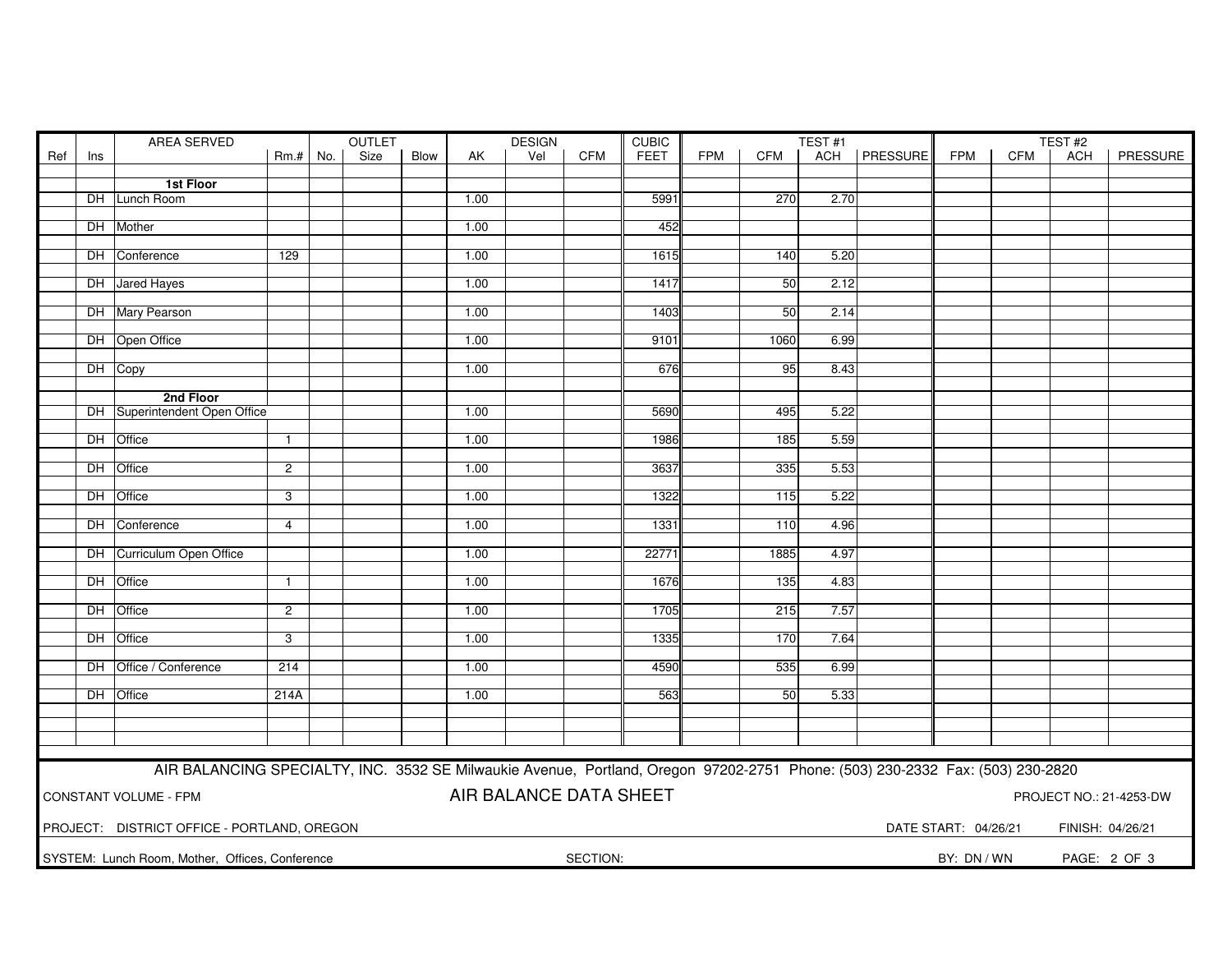| Ref | Ins | AREA SERVED | Rm.# | OUTLET No. | OUTLET Size | OUTLET Blow | DESIGN AK | DESIGN Vel | DESIGN CFM | CUBIC FEET | TEST #1 FPM | TEST #1 CFM | TEST #1 ACH | TEST #1 PRESSURE | TEST #2 FPM | TEST #2 CFM | TEST #2 ACH | TEST #2 PRESSURE |
|---|---|---|---|---|---|---|---|---|---|---|---|---|---|---|---|---|---|---|
| | | **1st Floor** | | | | | | | | | | | | | | | | |
| | DH | Lunch Room | | | | | 1.00 | | | 5991 | | 270 | 2.70 | | | | | |
| | DH | Mother | | | | | 1.00 | | | 452 | | | | | | | | |
| | DH | Conference | 129 | | | | 1.00 | | | 1615 | | 140 | 5.20 | | | | | |
| | DH | Jared Hayes | | | | | 1.00 | | | 1417 | | 50 | 2.12 | | | | | |
| | DH | Mary Pearson | | | | | 1.00 | | | 1403 | | 50 | 2.14 | | | | | |
| | DH | Open Office | | | | | 1.00 | | | 9101 | | 1060 | 6.99 | | | | | |
| | DH | Copy | | | | | 1.00 | | | 676 | | 95 | 8.43 | | | | | |
| | | **2nd Floor** | | | | | | | | | | | | | | | | |
| | DH | Superintendent Open Office | | | | | 1.00 | | | 5690 | | 495 | 5.22 | | | | | |
| | DH | Office | 1 | | | | 1.00 | | | 1986 | | 185 | 5.59 | | | | | |
| | DH | Office | 2 | | | | 1.00 | | | 3637 | | 335 | 5.53 | | | | | |
| | DH | Office | 3 | | | | 1.00 | | | 1322 | | 115 | 5.22 | | | | | |
| | DH | Conference | 4 | | | | 1.00 | | | 1331 | | 110 | 4.96 | | | | | |
| | DH | Curriculum Open Office | | | | | 1.00 | | | 22771 | | 1885 | 4.97 | | | | | |
| | DH | Office | 1 | | | | 1.00 | | | 1676 | | 135 | 4.83 | | | | | |
| | DH | Office | 2 | | | | 1.00 | | | 1705 | | 215 | 7.57 | | | | | |
| | DH | Office | 3 | | | | 1.00 | | | 1335 | | 170 | 7.64 | | | | | |
| | DH | Office / Conference | 214 | | | | 1.00 | | | 4590 | | 535 | 6.99 | | | | | |
| | DH | Office | 214A | | | | 1.00 | | | 563 | | 50 | 5.33 | | | | | |

AIR BALANCING SPECIALTY, INC. 3532 SE Milwaukie Avenue, Portland, Oregon 97202-2751 Phone: (503) 230-2332 Fax: (503) 230-2820

CONSTANT VOLUME - FPM

**AIR BALANCE DATA SHEET**

PROJECT NO.: 21-4253-DW

PROJECT: DISTRICT OFFICE - PORTLAND, OREGON

DATE START: 04/26/21 FINISH: 04/26/21

SYSTEM: Lunch Room, Mother, Offices, Conference

SECTION:

BY: DN / WN

PAGE: 2 OF 3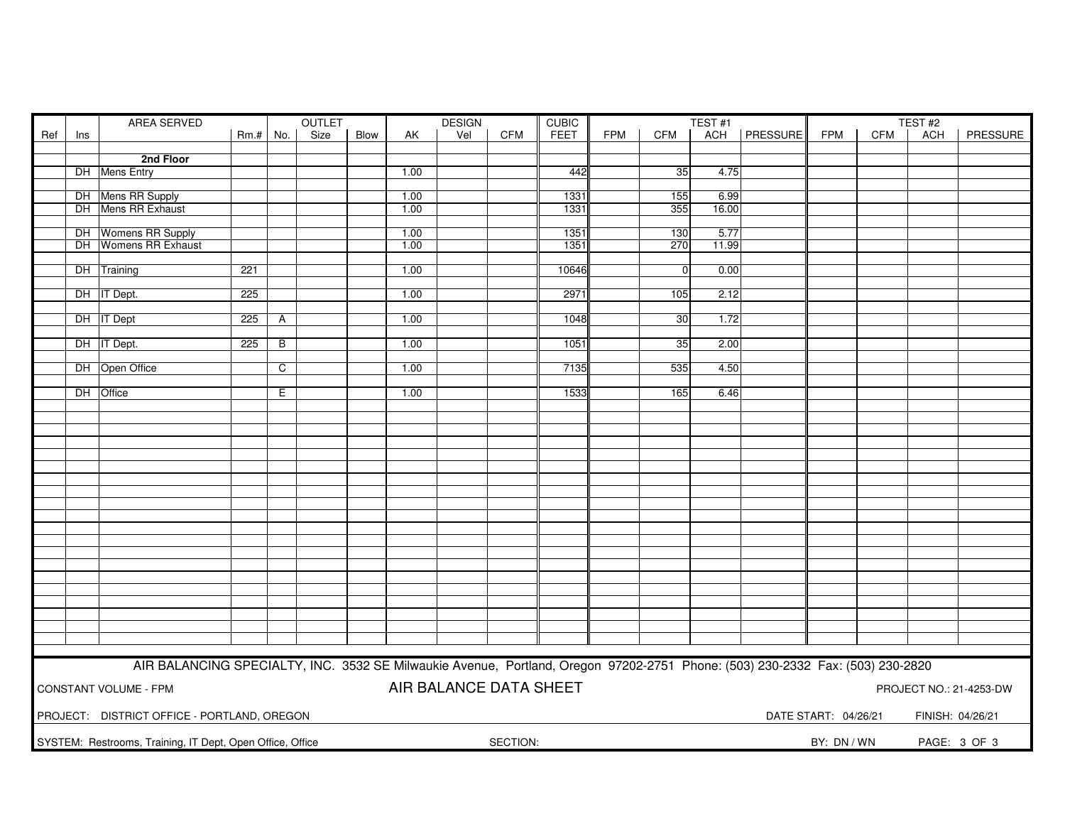| Ref | Ins | AREA SERVED | Rm.# | OUTLET No. | OUTLET Size | OUTLET Blow | DESIGN AK | DESIGN Vel | DESIGN CFM | CUBIC FEET | TEST #1 FPM | TEST #1 CFM | TEST #1 ACH | TEST #1 PRESSURE | TEST #2 FPM | TEST #2 CFM | TEST #2 ACH | TEST #2 PRESSURE |
|---|---|---|---|---|---|---|---|---|---|---|---|---|---|---|---|---|---|---|
| | | **2nd Floor** | | | | | | | | | | | | | | | | |
| | DH | Mens Entry | | | | | 1.00 | | | 442 | | 35 | 4.75 | | | | | |
| | DH | Mens RR Supply | | | | | 1.00 | | | 1331 | | 155 | 6.99 | | | | | |
| | DH | Mens RR Exhaust | | | | | 1.00 | | | 1331 | | 355 | 16.00 | | | | | |
| | DH | Womens RR Supply | | | | | 1.00 | | | 1351 | | 130 | 5.77 | | | | | |
| | DH | Womens RR Exhaust | | | | | 1.00 | | | 1351 | | 270 | 11.99 | | | | | |
| | DH | Training | 221 | | | | 1.00 | | | 10646 | | 0 | 0.00 | | | | | |
| | DH | IT Dept. | 225 | | | | 1.00 | | | 2971 | | 105 | 2.12 | | | | | |
| | DH | IT Dept | 225 | A | | | 1.00 | | | 1048 | | 30 | 1.72 | | | | | |
| | DH | IT Dept. | 225 | B | | | 1.00 | | | 1051 | | 35 | 2.00 | | | | | |
| | DH | Open Office | | C | | | 1.00 | | | 7135 | | 535 | 4.50 | | | | | |
| | DH | Office | | E | | | 1.00 | | | 1533 | | 165 | 6.46 | | | | | |

AIR BALANCING SPECIALTY, INC. 3532 SE Milwaukie Avenue, Portland, Oregon 97202-2751 Phone: (503) 230-2332 Fax: (503) 230-2820

CONSTANT VOLUME - FPM

AIR BALANCE DATA SHEET

PROJECT NO.: 21-4253-DW

PROJECT: DISTRICT OFFICE - PORTLAND, OREGON

DATE START: 04/26/21 FINISH: 04/26/21

SYSTEM: Restrooms, Training, IT Dept, Open Office, Office

SECTION:

BY: DN / WN

PAGE: 3 OF 3